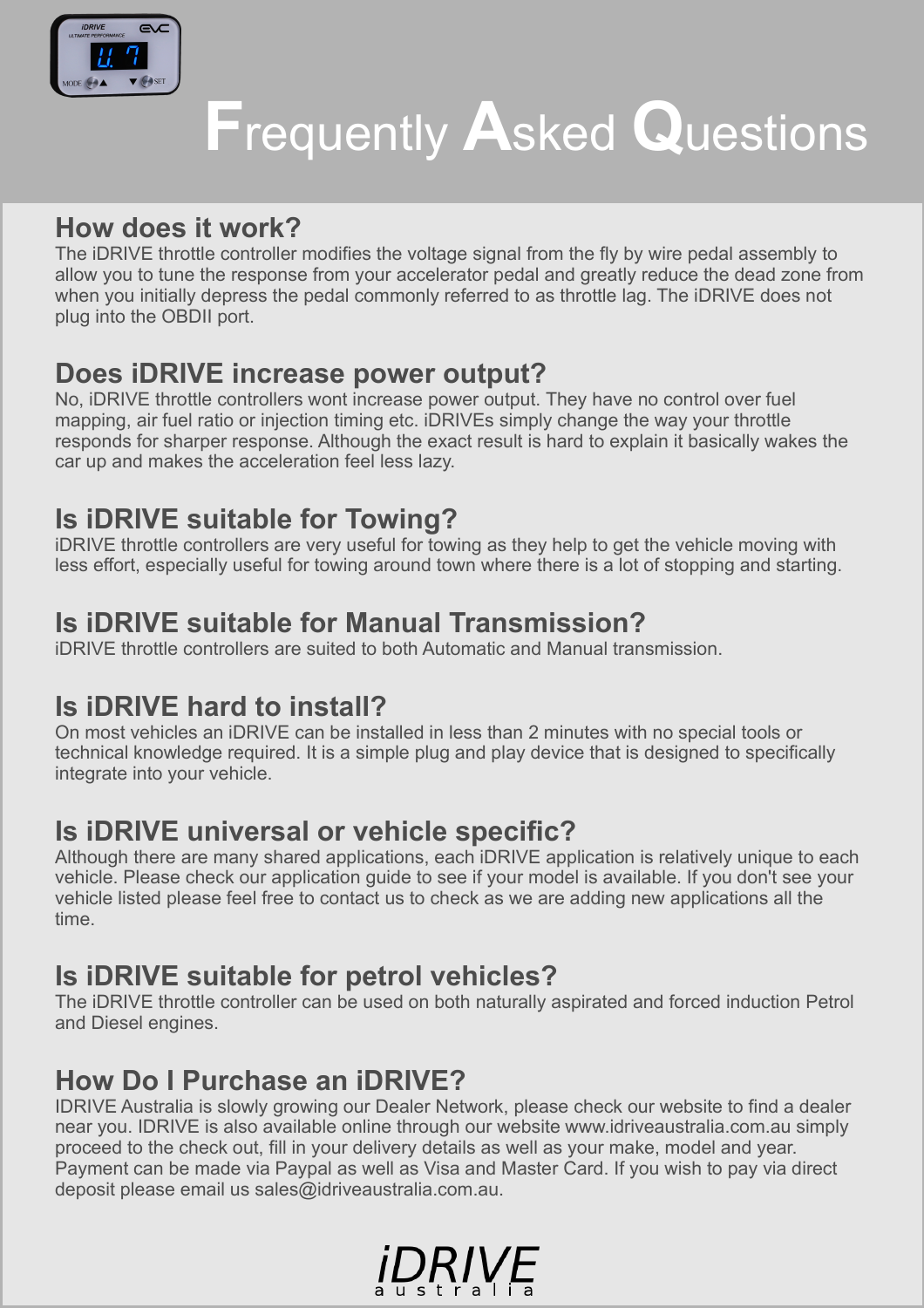# Frequently Asked Questions

## How does it work?

The iDRIVE throttle controller modifies the voltage signal from the fly by wire pedal assembly to allow you to tune the response from your accelerator pedal and greatly reduce the dead zone from when you initially depress the pedal commonly referred to as throttle lag. The iDRIVE does not plug into the OBDII port.

## Does iDRIVE increase power output?

No, iDRIVE throttle controllers wont increase power output. They have no control over fuel mapping, air fuel ratio or injection timing etc. iDRIVEs simply change the way your throttle responds for sharper response. Although the exact result is hard to explain it basically wakes the car up and makes the acceleration feel less lazy.

## Is iDRIVE suitable for Towing?

iDRIVE throttle controllers are very useful for towing as they help to get the vehicle moving with less effort, especially useful for towing around town where there is a lot of stopping and starting.

## Is iDRIVE suitable for Manual Transmission?

iDRIVE throttle controllers are suited to both Automatic and Manual transmission.

## Is iDRIVE hard to install?

On most vehicles an iDRIVE can be installed in less than 2 minutes with no special tools or technical knowledge required. It is a simple plug and play device that is designed to specifically integrate into your vehicle.

## Is iDRIVE universal or vehicle specific?

Although there are many shared applications, each iDRIVE application is relatively unique to each vehicle. Please check our application guide to see if your model is available. If you don't see your vehicle listed please feel free to contact us to check as we are adding new applications all the time.

## Is iDRIVE suitable for petrol vehicles?

The iDRIVE throttle controller can be used on both naturally aspirated and forced induction Petrol and Diesel engines.

## How Do I Purchase an iDRIVE?

IDRIVE Australia is slowly growing our Dealer Network, please check our website to find a dealer near you. IDRIVE is also available online through our website www.idriveaustralia.com.au simply proceed to the check out, fill in your delivery details as well as your make, model and year. Payment can be made via Paypal as well as Visa and Master Card. If you wish to pay via direct deposit please email us sales@idriveaustralia.com.au.

iDRIVE australia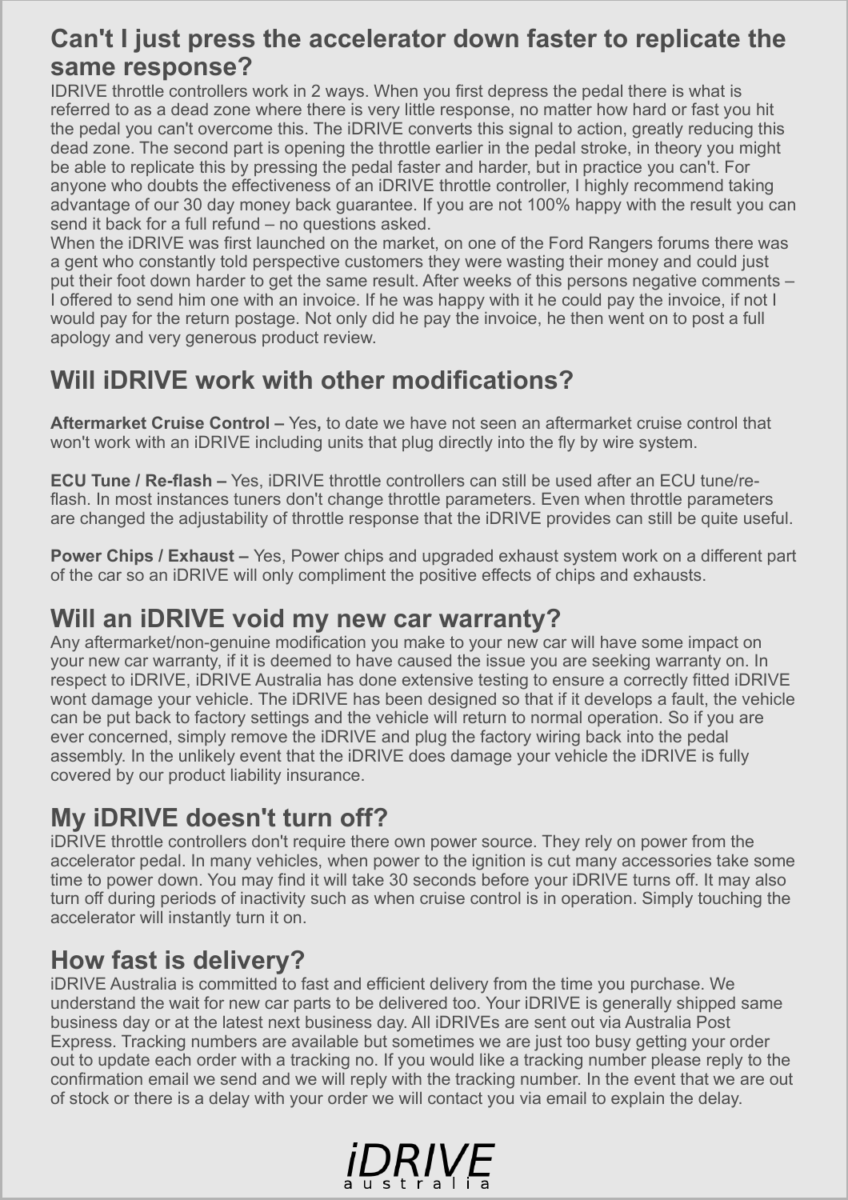## Can't I just press the accelerator down faster to replicate the same response?

IDRIVE throttle controllers work in 2 ways. When you first depress the pedal there is what is referred to as a dead zone where there is very little response, no matter how hard or fast you hit the pedal you can't overcome this. The iDRIVE converts this signal to action, greatly reducing this dead zone. The second part is opening the throttle earlier in the pedal stroke, in theory you might be able to replicate this by pressing the pedal faster and harder, but in practice you can't. For anyone who doubts the effectiveness of an iDRIVE throttle controller, I highly recommend taking advantage of our 30 day money back guarantee. If you are not 100% happy with the result you can send it back for a full refund – no questions asked.

When the iDRIVE was first launched on the market, on one of the Ford Rangers forums there was a gent who constantly told perspective customers they were wasting their money and could just put their foot down harder to get the same result. After weeks of this persons negative comments – I offered to send him one with an invoice. If he was happy with it he could pay the invoice, if not I would pay for the return postage. Not only did he pay the invoice, he then went on to post a full apology and very generous product review.

## Will iDRIVE work with other modifications?

**Aftermarket Cruise Control –** Yes**,** to date we have not seen an aftermarket cruise control that won't work with an iDRIVE including units that plug directly into the fly by wire system.

**ECU Tune / Re-flash –** Yes, iDRIVE throttle controllers can still be used after an ECU tune/re-flash. In most instances tuners don't change throttle parameters. Even when throttle parameters are changed the adjustability of throttle response that the iDRIVE provides can still be quite useful.

**Power Chips / Exhaust –** Yes, Power chips and upgraded exhaust system work on a different part of the car so an iDRIVE will only compliment the positive effects of chips and exhausts.

## Will an iDRIVE void my new car warranty?

Any aftermarket/non-genuine modification you make to your new car will have some impact on your new car warranty, if it is deemed to have caused the issue you are seeking warranty on. In respect to iDRIVE, iDRIVE Australia has done extensive testing to ensure a correctly fitted iDRIVE wont damage your vehicle. The iDRIVE has been designed so that if it develops a fault, the vehicle can be put back to factory settings and the vehicle will return to normal operation. So if you are ever concerned, simply remove the iDRIVE and plug the factory wiring back into the pedal assembly. In the unlikely event that the iDRIVE does damage your vehicle the iDRIVE is fully covered by our product liability insurance.

## My iDRIVE doesn't turn off?

iDRIVE throttle controllers don't require there own power source. They rely on power from the accelerator pedal. In many vehicles, when power to the ignition is cut many accessories take some time to power down. You may find it will take 30 seconds before your iDRIVE turns off. It may also turn off during periods of inactivity such as when cruise control is in operation. Simply touching the accelerator will instantly turn it on.

## How fast is delivery?

iDRIVE Australia is committed to fast and efficient delivery from the time you purchase. We understand the wait for new car parts to be delivered too. Your iDRIVE is generally shipped same business day or at the latest next business day. All iDRIVEs are sent out via Australia Post Express. Tracking numbers are available but sometimes we are just too busy getting your order out to update each order with a tracking no. If you would like a tracking number please reply to the confirmation email we send and we will reply with the tracking number. In the event that we are out of stock or there is a delay with your order we will contact you via email to explain the delay.

iDRIVE australia